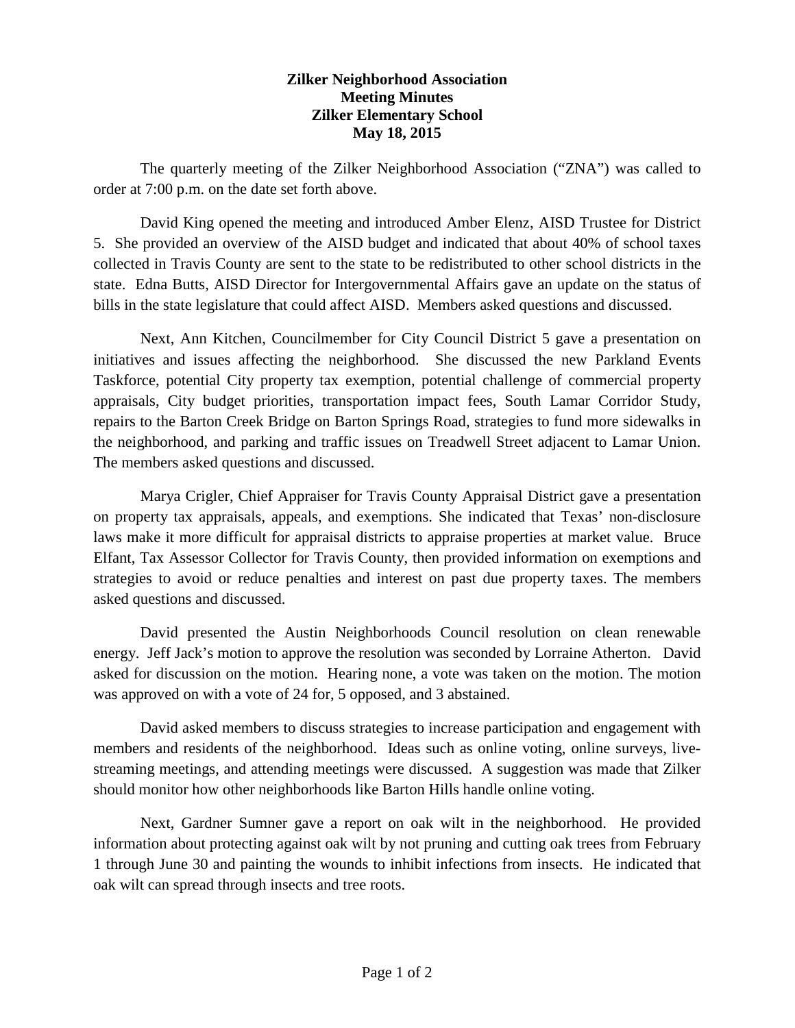# Zilker Neighborhood Association
## Meeting Minutes
## Zilker Elementary School
## May 18, 2015

The quarterly meeting of the Zilker Neighborhood Association ("ZNA") was called to order at 7:00 p.m. on the date set forth above.

David King opened the meeting and introduced Amber Elenz, AISD Trustee for District 5. She provided an overview of the AISD budget and indicated that about 40% of school taxes collected in Travis County are sent to the state to be redistributed to other school districts in the state. Edna Butts, AISD Director for Intergovernmental Affairs gave an update on the status of bills in the state legislature that could affect AISD. Members asked questions and discussed.

Next, Ann Kitchen, Councilmember for City Council District 5 gave a presentation on initiatives and issues affecting the neighborhood. She discussed the new Parkland Events Taskforce, potential City property tax exemption, potential challenge of commercial property appraisals, City budget priorities, transportation impact fees, South Lamar Corridor Study, repairs to the Barton Creek Bridge on Barton Springs Road, strategies to fund more sidewalks in the neighborhood, and parking and traffic issues on Treadwell Street adjacent to Lamar Union. The members asked questions and discussed.

Marya Crigler, Chief Appraiser for Travis County Appraisal District gave a presentation on property tax appraisals, appeals, and exemptions. She indicated that Texas' non-disclosure laws make it more difficult for appraisal districts to appraise properties at market value. Bruce Elfant, Tax Assessor Collector for Travis County, then provided information on exemptions and strategies to avoid or reduce penalties and interest on past due property taxes. The members asked questions and discussed.

David presented the Austin Neighborhoods Council resolution on clean renewable energy. Jeff Jack's motion to approve the resolution was seconded by Lorraine Atherton. David asked for discussion on the motion. Hearing none, a vote was taken on the motion. The motion was approved on with a vote of 24 for, 5 opposed, and 3 abstained.

David asked members to discuss strategies to increase participation and engagement with members and residents of the neighborhood. Ideas such as online voting, online surveys, live-streaming meetings, and attending meetings were discussed. A suggestion was made that Zilker should monitor how other neighborhoods like Barton Hills handle online voting.

Next, Gardner Sumner gave a report on oak wilt in the neighborhood. He provided information about protecting against oak wilt by not pruning and cutting oak trees from February 1 through June 30 and painting the wounds to inhibit infections from insects. He indicated that oak wilt can spread through insects and tree roots.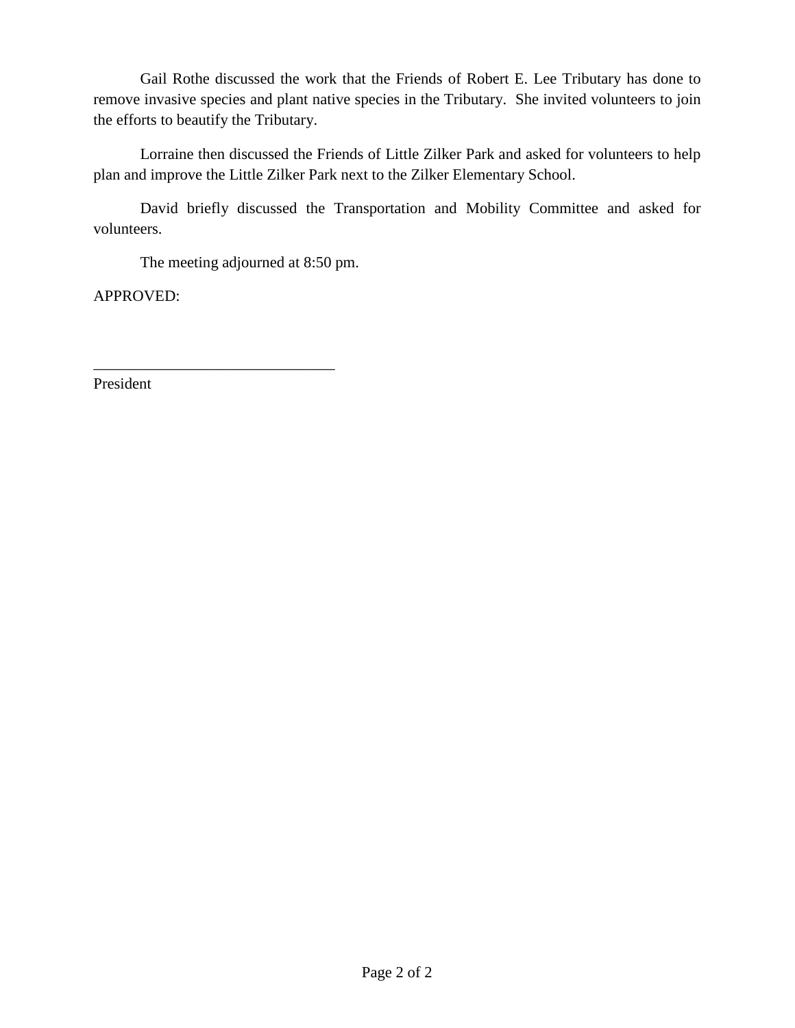Gail Rothe discussed the work that the Friends of Robert E. Lee Tributary has done to remove invasive species and plant native species in the Tributary. She invited volunteers to join the efforts to beautify the Tributary.

Lorraine then discussed the Friends of Little Zilker Park and asked for volunteers to help plan and improve the Little Zilker Park next to the Zilker Elementary School.

David briefly discussed the Transportation and Mobility Committee and asked for volunteers.

The meeting adjourned at 8:50 pm.

APPROVED:

________________________________
President